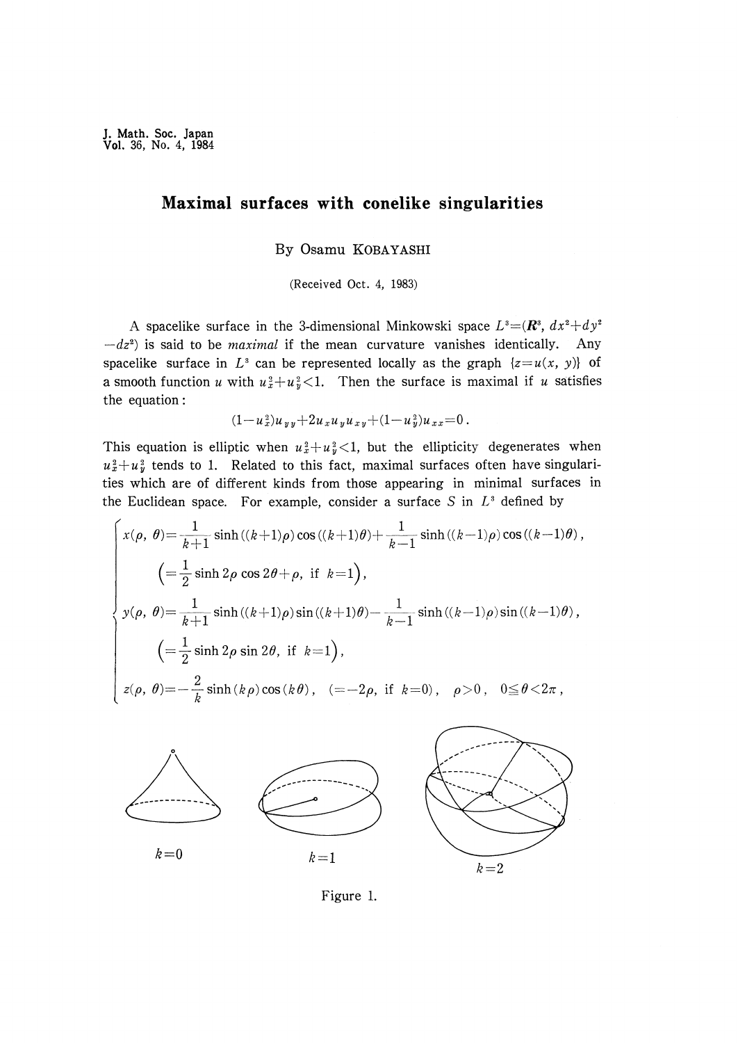# Maximal surfaces with conelike singularities

By Osamu KOBAYASHI

(Received Oct. 4, 1983)

A spacelike surface in the 3-dimensional Minkowski space $L^3=(\boldsymbol{R}^3, dx^2+dy^2-dz^2)$ is said to be *maximal* if the mean curvature vanishes identically. Any spacelike surface in $L^3$ can be represented locally as the graph $\{z=u(x, y)\}$ of a smooth function $u$ with $u_x^2+u_y^2<1$. Then the surface is maximal if $u$ satisfies the equation:

$$(1-u_x^2)u_{yy}+2u_x u_y u_{xy}+(1-u_y^2)u_{xx}=0.$$

This equation is elliptic when $u_x^2+u_y^2<1$, but the ellipticity degenerates when $u_x^2+u_y^2$ tends to 1. Related to this fact, maximal surfaces often have singularities which are of different kinds from those appearing in minimal surfaces in the Euclidean space. For example, consider a surface $S$ in $L^3$ defined by

$$\begin{cases} x(\rho, \theta)=\dfrac{1}{k+1}\sinh((k+1)\rho)\cos((k+1)\theta)+\dfrac{1}{k-1}\sinh((k-1)\rho)\cos((k-1)\theta), \\ \quad \left(=\dfrac{1}{2}\sinh 2\rho\cos 2\theta+\rho, \text{ if } k=1\right), \\ y(\rho, \theta)=\dfrac{1}{k+1}\sinh((k+1)\rho)\sin((k+1)\theta)-\dfrac{1}{k-1}\sinh((k-1)\rho)\sin((k-1)\theta), \\ \quad \left(=\dfrac{1}{2}\sinh 2\rho\sin 2\theta, \text{ if } k=1\right), \\ z(\rho, \theta)=-\dfrac{2}{k}\sinh(k\rho)\cos(k\theta), \quad (=-2\rho, \text{ if } k=0), \quad \rho>0, \quad 0\leqq\theta<2\pi, \end{cases}$$

$k=0$ $\qquad$ $k=1$ $\qquad$ $k=2$

Figure 1.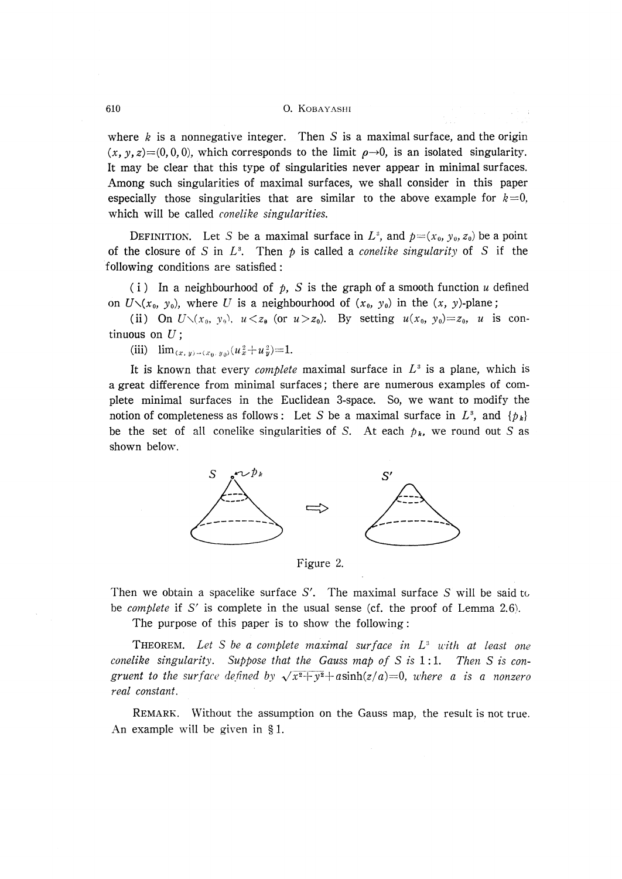where $k$ is a nonnegative integer. Then $S$ is a maximal surface, and the origin $(x, y, z)=(0, 0, 0)$, which corresponds to the limit $\rho \to 0$, is an isolated singularity. It may be clear that this type of singularities never appear in minimal surfaces. Among such singularities of maximal surfaces, we shall consider in this paper especially those singularities that are similar to the above example for $k=0$, which will be called *conelike singularities.*

DEFINITION. Let $S$ be a maximal surface in $L^3$, and $p=(x_0, y_0, z_0)$ be a point of the closure of $S$ in $L^3$. Then $p$ is called a *conelike singularity* of $S$ if the following conditions are satisfied:

(i) In a neighbourhood of $p$, $S$ is the graph of a smooth function $u$ defined on $U \setminus (x_0, y_0)$, where $U$ is a neighbourhood of $(x_0, y_0)$ in the $(x, y)$-plane;

(ii) On $U \setminus (x_0, y_0)$, $u < z_0$ (or $u > z_0$). By setting $u(x_0, y_0)=z_0$, $u$ is continuous on $U$;

(iii) $\lim_{(x, y) \to (x_0, y_0)} (u_x^2 + u_y^2)=1$.

It is known that every *complete* maximal surface in $L^3$ is a plane, which is a great difference from minimal surfaces; there are numerous examples of complete minimal surfaces in the Euclidean 3-space. So, we want to modify the notion of completeness as follows: Let $S$ be a maximal surface in $L^3$, and $\{p_k\}$ be the set of all conelike singularities of $S$. At each $p_k$, we round out $S$ as shown below.

Figure 2.

Then we obtain a spacelike surface $S'$. The maximal surface $S$ will be said to be *complete* if $S'$ is complete in the usual sense (cf. the proof of Lemma 2.6).

The purpose of this paper is to show the following:

THEOREM. *Let $S$ be a complete maximal surface in $L^3$ with at least one conelike singularity. Suppose that the Gauss map of $S$ is 1:1. Then $S$ is congruent to the surface defined by $\sqrt{x^2+y^2}+a\sinh(z/a)=0$, where $a$ is a nonzero real constant.*

REMARK. Without the assumption on the Gauss map, the result is not true. An example will be given in § 1.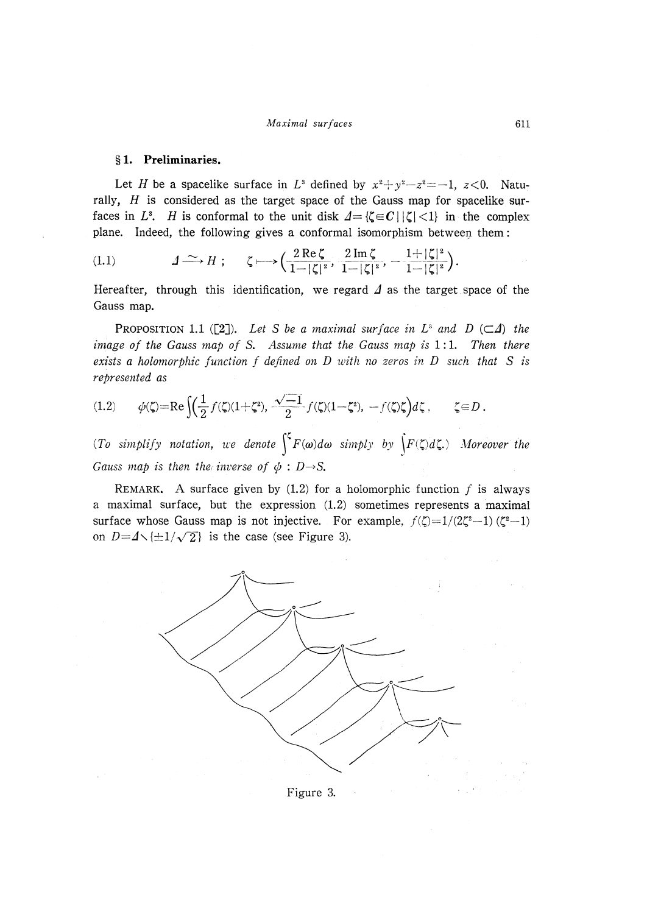## §1. Preliminaries.

Let $H$ be a spacelike surface in $L^3$ defined by $x^2+y^2-z^2=-1$, $z<0$. Naturally, $H$ is considered as the target space of the Gauss map for spacelike surfaces in $L^3$. $H$ is conformal to the unit disk $\Delta=\{\zeta\in\boldsymbol{C}\mid|\zeta|<1\}$ in the complex plane. Indeed, the following gives a conformal isomorphism between them:

$$\Delta \xrightarrow{\sim} H\,; \qquad \zeta \longmapsto \left(\frac{2\operatorname{Re}\zeta}{1-|\zeta|^2},\ \frac{2\operatorname{Im}\zeta}{1-|\zeta|^2},\ -\frac{1+|\zeta|^2}{1-|\zeta|^2}\right). \tag{1.1}$$

Hereafter, through this identification, we regard $\Delta$ as the target space of the Gauss map.

PROPOSITION 1.1 ([2]). *Let $S$ be a maximal surface in $L^3$ and $D$ ($\subset\Delta$) the image of the Gauss map of $S$. Assume that the Gauss map is $1:1$. Then there exists a holomorphic function $f$ defined on $D$ with no zeros in $D$ such that $S$ is represented as*

$$\phi(\zeta)=\operatorname{Re}\int\left(\frac{1}{2}f(\zeta)(1+\zeta^2),\ \frac{\sqrt{-1}}{2}f(\zeta)(1-\zeta^2),\ -f(\zeta)\zeta\right)d\zeta\,, \qquad \zeta\in D\,. \tag{1.2}$$

*(To simplify notation, we denote $\int^{\zeta}F(\omega)d\omega$ simply by $\int F(\zeta)d\zeta$.) Moreover the Gauss map is then the inverse of $\phi: D\to S$.*

REMARK. A surface given by (1.2) for a holomorphic function $f$ is always a maximal surface, but the expression (1.2) sometimes represents a maximal surface whose Gauss map is not injective. For example, $f(\zeta)=1/(2\zeta^2-1)(\zeta^2-1)$ on $D=\Delta\setminus\{\pm 1/\sqrt{2}\}$ is the case (see Figure 3).

Figure 3.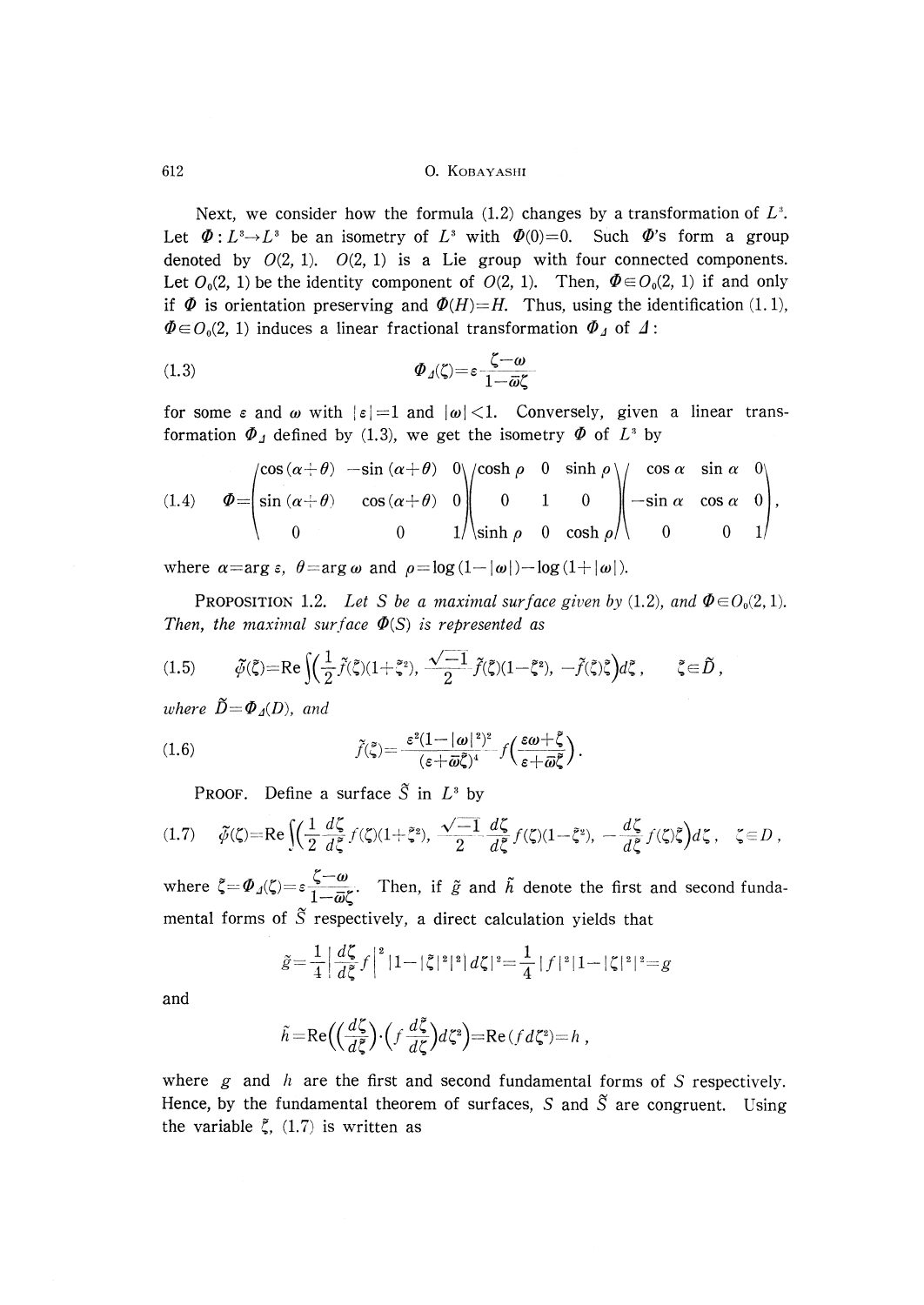Next, we consider how the formula (1.2) changes by a transformation of $L^3$. Let $\Phi: L^3 \to L^3$ be an isometry of $L^3$ with $\Phi(0)=0$. Such $\Phi$'s form a group denoted by $O(2, 1)$. $O(2, 1)$ is a Lie group with four connected components. Let $O_0(2, 1)$ be the identity component of $O(2, 1)$. Then, $\Phi \in O_0(2, 1)$ if and only if $\Phi$ is orientation preserving and $\Phi(H)=H$. Thus, using the identification (1.1), $\Phi \in O_0(2, 1)$ induces a linear fractional transformation $\Phi_\Delta$ of $\Delta$:

$$\Phi_\Delta(\zeta)=\varepsilon\frac{\zeta-\omega}{1-\bar{\omega}\zeta} \tag{1.3}$$

for some $\varepsilon$ and $\omega$ with $|\varepsilon|=1$ and $|\omega|<1$. Conversely, given a linear transformation $\Phi_\Delta$ defined by (1.3), we get the isometry $\Phi$ of $L^3$ by

$$\Phi=\begin{pmatrix}\cos(\alpha+\theta) & -\sin(\alpha+\theta) & 0\\ \sin(\alpha+\theta) & \cos(\alpha+\theta) & 0\\ 0 & 0 & 1\end{pmatrix}\begin{pmatrix}\cosh\rho & 0 & \sinh\rho\\ 0 & 1 & 0\\ \sinh\rho & 0 & \cosh\rho\end{pmatrix}\begin{pmatrix}\cos\alpha & \sin\alpha & 0\\ -\sin\alpha & \cos\alpha & 0\\ 0 & 0 & 1\end{pmatrix}, \tag{1.4}$$

where $\alpha=\arg\varepsilon$, $\theta=\arg\omega$ and $\rho=\log(1-|\omega|)-\log(1+|\omega|)$.

**Proposition 1.2.** *Let $S$ be a maximal surface given by* (1.2), *and $\Phi \in O_0(2, 1)$. Then, the maximal surface $\Phi(S)$ is represented as*

$$\tilde{\phi}(\tilde{\zeta})=\mathrm{Re}\int\left(\frac{1}{2}\tilde{f}(\tilde{\zeta})(1+\tilde{\zeta}^2),\ \frac{\sqrt{-1}}{2}\tilde{f}(\tilde{\zeta})(1-\tilde{\zeta}^2),\ -\tilde{f}(\tilde{\zeta})\tilde{\zeta}\right)d\tilde{\zeta}, \qquad \tilde{\zeta}\in\tilde{D}, \tag{1.5}$$

*where $\tilde{D}=\Phi_\Delta(D)$, and*

$$\tilde{f}(\tilde{\zeta})=\frac{\varepsilon^2(1-|\omega|^2)^2}{(\varepsilon+\bar{\omega}\tilde{\zeta})^4}f\left(\frac{\varepsilon\omega+\tilde{\zeta}}{\varepsilon+\bar{\omega}\tilde{\zeta}}\right). \tag{1.6}$$

**Proof.** Define a surface $\tilde{S}$ in $L^3$ by

$$\tilde{\phi}(\zeta)=\mathrm{Re}\int\left(\frac{1}{2}\frac{d\zeta}{d\tilde{\zeta}}f(\zeta)(1+\tilde{\zeta}^2),\ \frac{\sqrt{-1}}{2}\frac{d\zeta}{d\tilde{\zeta}}f(\zeta)(1-\tilde{\zeta}^2),\ -\frac{d\zeta}{d\tilde{\zeta}}f(\zeta)\tilde{\zeta}\right)d\zeta, \quad \zeta\in D, \tag{1.7}$$

where $\tilde{\zeta}=\Phi_\Delta(\zeta)=\varepsilon\dfrac{\zeta-\omega}{1-\bar{\omega}\zeta}$. Then, if $\tilde{g}$ and $\tilde{h}$ denote the first and second fundamental forms of $\tilde{S}$ respectively, a direct calculation yields that

$$\tilde{g}=\frac{1}{4}\left|\frac{d\zeta}{d\tilde{\zeta}}f\right|^2|1-|\tilde{\zeta}|^2|^2|d\zeta|^2=\frac{1}{4}|f|^2|1-|\zeta|^2|^2=g$$

and

$$\tilde{h}=\mathrm{Re}\left(\left(\frac{d\zeta}{d\tilde{\zeta}}\right)\cdot\left(f\frac{d\tilde{\zeta}}{d\zeta}\right)d\zeta^2\right)=\mathrm{Re}(f\,d\zeta^2)=h\,,$$

where $g$ and $h$ are the first and second fundamental forms of $S$ respectively. Hence, by the fundamental theorem of surfaces, $S$ and $\tilde{S}$ are congruent. Using the variable $\tilde{\zeta}$, (1.7) is written as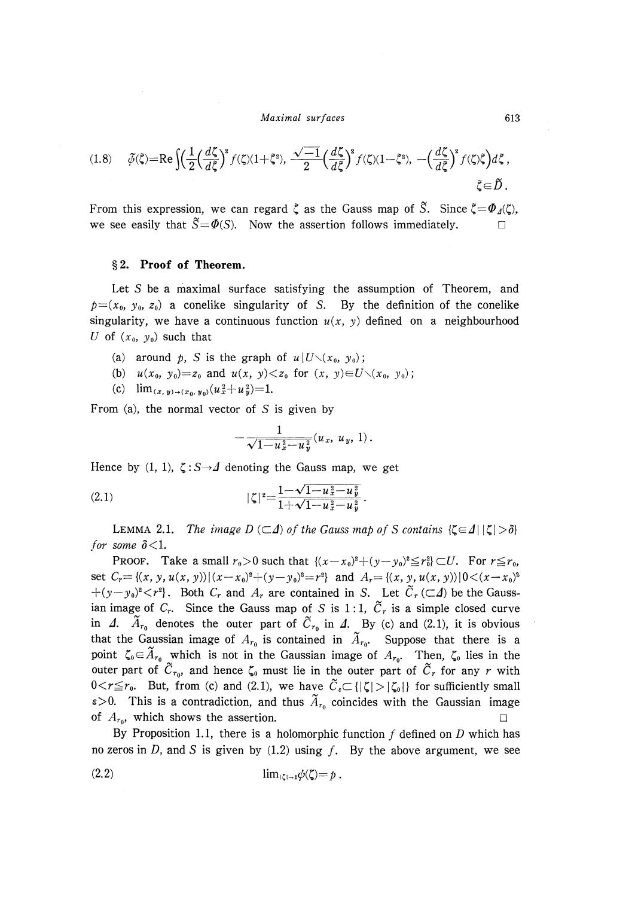$$\tilde{\phi}(\zeta)=\mathrm{Re}\int\left(\frac{1}{2}\left(\frac{d\zeta}{d\tilde{\zeta}}\right)^2 f(\zeta)(1+\tilde{\zeta}^2),\ \frac{\sqrt{-1}}{2}\left(\frac{d\zeta}{d\tilde{\zeta}}\right)^2 f(\zeta)(1-\tilde{\zeta}^2),\ -\left(\frac{d\zeta}{d\tilde{\zeta}}\right)^2 f(\zeta)\tilde{\zeta}\right)d\tilde{\zeta}, \tag{1.8}$$
$$\tilde{\zeta}\in\tilde{D}.$$

From this expression, we can regard $\tilde{\zeta}$ as the Gauss map of $\tilde{S}$. Since $\tilde{\zeta}=\Phi_{\Delta}(\zeta)$, we see easily that $\tilde{S}=\Phi(S)$. Now the assertion follows immediately. □

## §2. Proof of Theorem.

Let $S$ be a maximal surface satisfying the assumption of Theorem, and $p=(x_0, y_0, z_0)$ a conelike singularity of $S$. By the definition of the conelike singularity, we have a continuous function $u(x, y)$ defined on a neighbourhood $U$ of $(x_0, y_0)$ such that

(a) around $p$, $S$ is the graph of $u|U\setminus(x_0, y_0)$;

(b) $u(x_0, y_0)=z_0$ and $u(x, y)<z_0$ for $(x, y)\in U\setminus(x_0, y_0)$;

(c) $\lim_{(x,y)\to(x_0,y_0)}(u_x^2+u_y^2)=1$.

From (a), the normal vector of $S$ is given by

$$-\frac{1}{\sqrt{1-u_x^2-u_y^2}}(u_x, u_y, 1).$$

Hence by (1, 1), $\zeta: S\to\Delta$ denoting the Gauss map, we get

$$|\zeta|^2=\frac{1-\sqrt{1-u_x^2-u_y^2}}{1+\sqrt{1-u_x^2-u_y^2}}. \tag{2.1}$$

LEMMA 2.1. *The image $D$ $(\subset\Delta)$ of the Gauss map of $S$ contains $\{\zeta\in\Delta\,|\,|\zeta|>\delta\}$ for some $\delta<1$.*

PROOF. Take a small $r_0>0$ such that $\{(x-x_0)^2+(y-y_0)^2\leqq r_0^2\}\subset U$. For $r\leqq r_0$, set $C_r=\{(x, y, u(x, y))\,|\,(x-x_0)^2+(y-y_0)^2=r^2\}$ and $A_r=\{(x, y, u(x, y))\,|\,0<(x-x_0)^2+(y-y_0)^2<r^2\}$. Both $C_r$ and $A_r$ are contained in $S$. Let $\tilde{C}_r$ $(\subset\Delta)$ be the Gaussian image of $C_r$. Since the Gauss map of $S$ is $1:1$, $\tilde{C}_r$ is a simple closed curve in $\Delta$. $\tilde{A}_{r_0}$ denotes the outer part of $\tilde{C}_{r_0}$ in $\Delta$. By (c) and (2.1), it is obvious that the Gaussian image of $A_{r_0}$ is contained in $\tilde{A}_{r_0}$. Suppose that there is a point $\zeta_0\in\tilde{A}_{r_0}$ which is not in the Gaussian image of $A_{r_0}$. Then, $\zeta_0$ lies in the outer part of $\tilde{C}_{r_0}$, and hence $\zeta_0$ must lie in the outer part of $\tilde{C}_r$ for any $r$ with $0<r\leqq r_0$. But, from (c) and (2.1), we have $\tilde{C}_\varepsilon\subset\{|\zeta|>|\zeta_0|\}$ for sufficiently small $\varepsilon>0$. This is a contradiction, and thus $\tilde{A}_{r_0}$ coincides with the Gaussian image of $A_{r_0}$, which shows the assertion. □

By Proposition 1.1, there is a holomorphic function $f$ defined on $D$ which has no zeros in $D$, and $S$ is given by (1.2) using $f$. By the above argument, we see

$$\lim_{|\zeta|\to 1}\phi(\zeta)=p. \tag{2.2}$$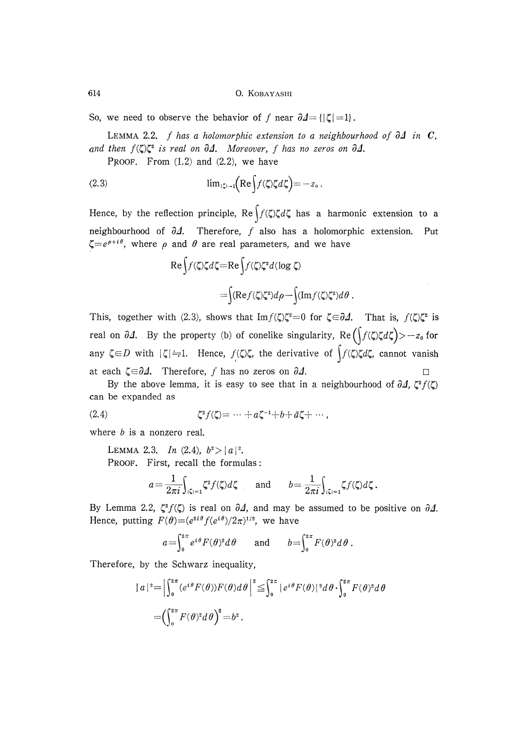So, we need to observe the behavior of $f$ near $\partial\Delta=\{|\zeta|=1\}$.

LEMMA 2.2. *$f$ has a holomorphic extension to a neighbourhood of $\partial\Delta$ in $\boldsymbol{C}$, and then $f(\zeta)\zeta^2$ is real on $\partial\Delta$. Moreover, $f$ has no zeros on $\partial\Delta$.*

PROOF. From (1.2) and (2.2), we have

$$\lim_{|\zeta|\to 1}\left(\mathrm{Re}\int f(\zeta)\zeta d\zeta\right)=-z_0. \tag{2.3}$$

Hence, by the reflection principle, $\mathrm{Re}\int f(\zeta)\zeta d\zeta$ has a harmonic extension to a neighbourhood of $\partial\Delta$. Therefore, $f$ also has a holomorphic extension. Put $\zeta=e^{\rho+i\theta}$, where $\rho$ and $\theta$ are real parameters, and we have

$$\mathrm{Re}\int f(\zeta)\zeta d\zeta=\mathrm{Re}\int f(\zeta)\zeta^2 d(\log\zeta)$$

$$=\int(\mathrm{Re}f(\zeta)\zeta^2)d\rho-\int(\mathrm{Im}f(\zeta)\zeta^2)d\theta.$$

This, together with (2.3), shows that $\mathrm{Im}f(\zeta)\zeta^2=0$ for $\zeta\in\partial\Delta$. That is, $f(\zeta)\zeta^2$ is real on $\partial\Delta$. By the property (b) of conelike singularity, $\mathrm{Re}\left(\int f(\zeta)\zeta d\zeta\right)>-z_0$ for any $\zeta\in D$ with $|\zeta|\doteqdot 1$. Hence, $f(\zeta)\zeta$, the derivative of $\int f(\zeta)\zeta d\zeta$, cannot vanish at each $\zeta\in\partial\Delta$. Therefore, $f$ has no zeros on $\partial\Delta$. $\square$

By the above lemma, it is easy to see that in a neighbourhood of $\partial\Delta$, $\zeta^2 f(\zeta)$ can be expanded as

$$\zeta^2 f(\zeta)=\cdots+a\zeta^{-1}+b+\bar{a}\zeta+\cdots, \tag{2.4}$$

where $b$ is a nonzero real.

LEMMA 2.3. *In (2.4), $b^2>|a|^2$.*

PROOF. First, recall the formulas:

$$a=\frac{1}{2\pi i}\int_{|\zeta|=1}\zeta^2 f(\zeta)d\zeta \quad \text{and} \quad b=\frac{1}{2\pi i}\int_{|\zeta|=1}\zeta f(\zeta)d\zeta.$$

By Lemma 2.2, $\zeta^2 f(\zeta)$ is real on $\partial\Delta$, and may be assumed to be positive on $\partial\Delta$. Hence, putting $F(\theta)=(e^{2i\theta}f(e^{i\theta})/2\pi)^{1/2}$, we have

$$a=\int_0^{2\pi}e^{i\theta}F(\theta)^2 d\theta \quad \text{and} \quad b=\int_0^{2\pi}F(\theta)^2 d\theta.$$

Therefore, by the Schwarz inequality,

$$|a|^2=\left|\int_0^{2\pi}(e^{i\theta}F(\theta))F(\theta)d\theta\right|^2\leqq\int_0^{2\pi}|e^{i\theta}F(\theta)|^2 d\theta\cdot\int_0^{2\pi}F(\theta)^2 d\theta$$

$$=\left(\int_0^{2\pi}F(\theta)^2 d\theta\right)^2=b^2.$$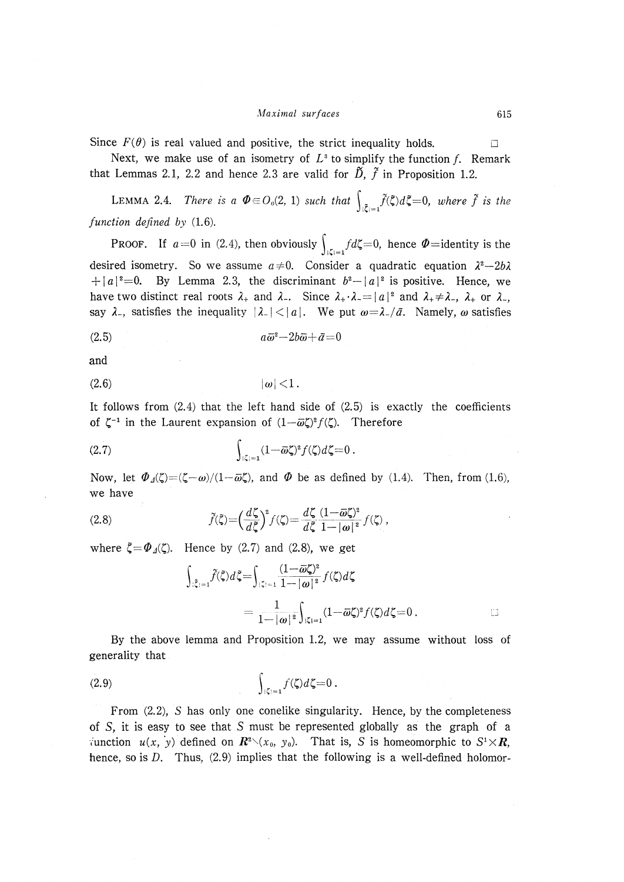Since $F(\theta)$ is real valued and positive, the strict inequality holds. □

Next, we make use of an isometry of $L^3$ to simplify the function $f$. Remark that Lemmas 2.1, 2.2 and hence 2.3 are valid for $\tilde{D}$, $\tilde{f}$ in Proposition 1.2.

**Lemma 2.4.** *There is a $\Phi \in O_0(2, 1)$ such that $\int_{|\tilde{\zeta}|=1} \tilde{f}(\tilde{\zeta})d\tilde{\zeta}=0$, where $\tilde{f}$ is the function defined by* (1.6).

Proof. If $a=0$ in (2.4), then obviously $\int_{|\zeta|=1} f d\zeta=0$, hence $\Phi$=identity is the desired isometry. So we assume $a \neq 0$. Consider a quadratic equation $\lambda^2-2b\lambda+|a|^2=0$. By Lemma 2.3, the discriminant $b^2-|a|^2$ is positive. Hence, we have two distinct real roots $\lambda_+$ and $\lambda_-$. Since $\lambda_+ \cdot \lambda_- = |a|^2$ and $\lambda_+ \neq \lambda_-$, $\lambda_+$ or $\lambda_-$, say $\lambda_-$, satisfies the inequality $|\lambda_-|<|a|$. We put $\omega=\lambda_-/\bar{a}$. Namely, $\omega$ satisfies

$$a\bar{\omega}^2-2b\bar{\omega}+\bar{a}=0 \tag{2.5}$$

and

$$|\omega|<1. \tag{2.6}$$

It follows from (2.4) that the left hand side of (2.5) is exactly the coefficients of $\zeta^{-1}$ in the Laurent expansion of $(1-\bar{\omega}\zeta)^2 f(\zeta)$. Therefore

$$\int_{|\zeta|=1} (1-\bar{\omega}\zeta)^2 f(\zeta)d\zeta=0. \tag{2.7}$$

Now, let $\Phi_\Delta(\zeta)=(\zeta-\omega)/(1-\bar{\omega}\zeta)$, and $\Phi$ be as defined by (1.4). Then, from (1.6), we have

$$\tilde{f}(\tilde{\zeta})=\left(\frac{d\zeta}{d\tilde{\zeta}}\right)^2 f(\zeta)=\frac{d\zeta}{d\tilde{\zeta}}\frac{(1-\bar{\omega}\zeta)^2}{1-|\omega|^2}f(\zeta), \tag{2.8}$$

where $\tilde{\zeta}=\Phi_\Delta(\zeta)$. Hence by (2.7) and (2.8), we get

$$\int_{|\tilde{\zeta}|=1} \tilde{f}(\tilde{\zeta})d\tilde{\zeta}=\int_{|\zeta|=1} \frac{(1-\bar{\omega}\zeta)^2}{1-|\omega|^2} f(\zeta)d\zeta$$

$$=\frac{1}{1-|\omega|^2}\int_{|\zeta|=1} (1-\bar{\omega}\zeta)^2 f(\zeta)d\zeta=0. \qquad \square$$

By the above lemma and Proposition 1.2, we may assume without loss of generality that

$$\int_{|\zeta|=1} f(\zeta)d\zeta=0. \tag{2.9}$$

From (2.2), $S$ has only one conelike singularity. Hence, by the completeness of $S$, it is easy to see that $S$ must be represented globally as the graph of a function $u(x, y)$ defined on $\boldsymbol{R}^2 \setminus (x_0, y_0)$. That is, $S$ is homeomorphic to $S^1 \times \boldsymbol{R}$, hence, so is $D$. Thus, (2.9) implies that the following is a well-defined holomor-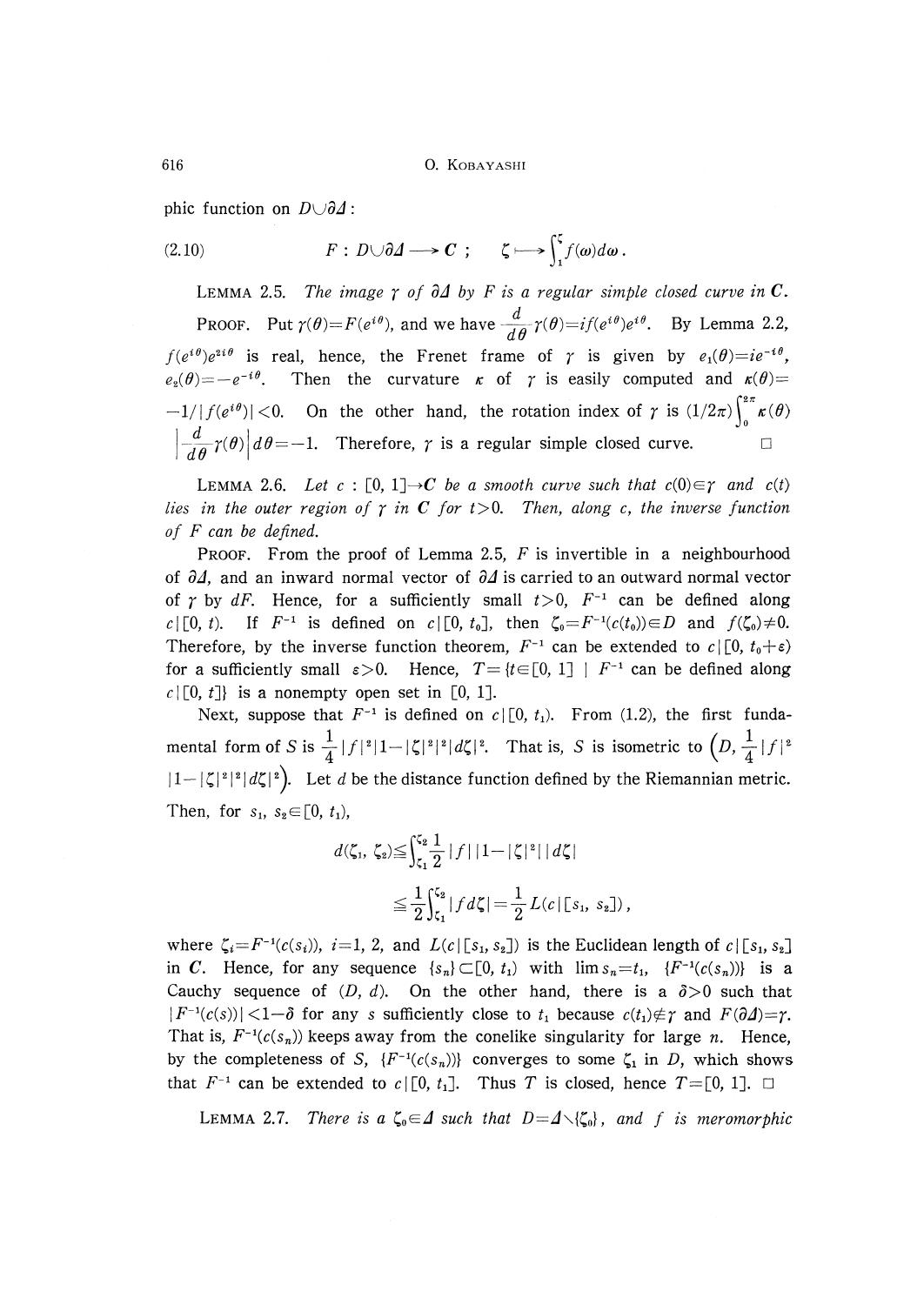phic function on $D \cup \partial \Delta$:

$$(2.10) \qquad F : D \cup \partial \Delta \longrightarrow \boldsymbol{C} \ ; \qquad \zeta \longmapsto \int_1^{\zeta} f(\omega) d\omega \, .$$

LEMMA 2.5. *The image $\gamma$ of $\partial \Delta$ by $F$ is a regular simple closed curve in $\boldsymbol{C}$.*

PROOF. Put $\gamma(\theta) = F(e^{i\theta})$, and we have $\frac{d}{d\theta}\gamma(\theta) = if(e^{i\theta})e^{i\theta}$. By Lemma 2.2, $f(e^{i\theta})e^{2i\theta}$ is real, hence, the Frenet frame of $\gamma$ is given by $e_1(\theta) = ie^{-i\theta}$, $e_2(\theta) = -e^{-i\theta}$. Then the curvature $\kappa$ of $\gamma$ is easily computed and $\kappa(\theta) = -1/|f(e^{i\theta})| < 0$. On the other hand, the rotation index of $\gamma$ is $(1/2\pi)\int_0^{2\pi} \kappa(\theta) \left| \frac{d}{d\theta}\gamma(\theta) \right| d\theta = -1$. Therefore, $\gamma$ is a regular simple closed curve. □

LEMMA 2.6. *Let $c : [0, 1] \to \boldsymbol{C}$ be a smooth curve such that $c(0) \in \gamma$ and $c(t)$ lies in the outer region of $\gamma$ in $\boldsymbol{C}$ for $t > 0$. Then, along $c$, the inverse function of $F$ can be defined.*

PROOF. From the proof of Lemma 2.5, $F$ is invertible in a neighbourhood of $\partial \Delta$, and an inward normal vector of $\partial \Delta$ is carried to an outward normal vector of $\gamma$ by $dF$. Hence, for a sufficiently small $t > 0$, $F^{-1}$ can be defined along $c|[0, t)$. If $F^{-1}$ is defined on $c|[0, t_0]$, then $\zeta_0 = F^{-1}(c(t_0)) \in D$ and $f(\zeta_0) \neq 0$. Therefore, by the inverse function theorem, $F^{-1}$ can be extended to $c|[0, t_0 + \varepsilon)$ for a sufficiently small $\varepsilon > 0$. Hence, $T = \{t \in [0, 1] \mid F^{-1}$ can be defined along $c|[0, t]\}$ is a nonempty open set in $[0, 1]$.

Next, suppose that $F^{-1}$ is defined on $c|[0, t_1)$. From (1.2), the first fundamental form of $S$ is $\frac{1}{4}|f|^2|1 - |\zeta|^2|^2|d\zeta|^2$. That is, $S$ is isometric to $\left(D, \frac{1}{4}|f|^2 |1 - |\zeta|^2|^2 |d\zeta|^2\right)$. Let $d$ be the distance function defined by the Riemannian metric. Then, for $s_1, s_2 \in [0, t_1)$,

$$\begin{aligned} d(\zeta_1, \zeta_2) &\leq \int_{\zeta_1}^{\zeta_2} \frac{1}{2} |f| \, |1 - |\zeta|^2| \, |d\zeta| \\ &\leq \frac{1}{2}\int_{\zeta_1}^{\zeta_2} |f d\zeta| = \frac{1}{2} L(c|[s_1, s_2]) \, , \end{aligned}$$

where $\zeta_i = F^{-1}(c(s_i))$, $i = 1, 2$, and $L(c|[s_1, s_2])$ is the Euclidean length of $c|[s_1, s_2]$ in $\boldsymbol{C}$. Hence, for any sequence $\{s_n\} \subset [0, t_1)$ with $\lim s_n = t_1$, $\{F^{-1}(c(s_n))\}$ is a Cauchy sequence of $(D, d)$. On the other hand, there is a $\delta > 0$ such that $|F^{-1}(c(s))| < 1 - \delta$ for any $s$ sufficiently close to $t_1$ because $c(t_1) \notin \gamma$ and $F(\partial \Delta) = \gamma$. That is, $F^{-1}(c(s_n))$ keeps away from the conelike singularity for large $n$. Hence, by the completeness of $S$, $\{F^{-1}(c(s_n))\}$ converges to some $\zeta_1$ in $D$, which shows that $F^{-1}$ can be extended to $c|[0, t_1]$. Thus $T$ is closed, hence $T = [0, 1]$. □

LEMMA 2.7. *There is a $\zeta_0 \in \Delta$ such that $D = \Delta \setminus \{\zeta_0\}$, and $f$ is meromorphic*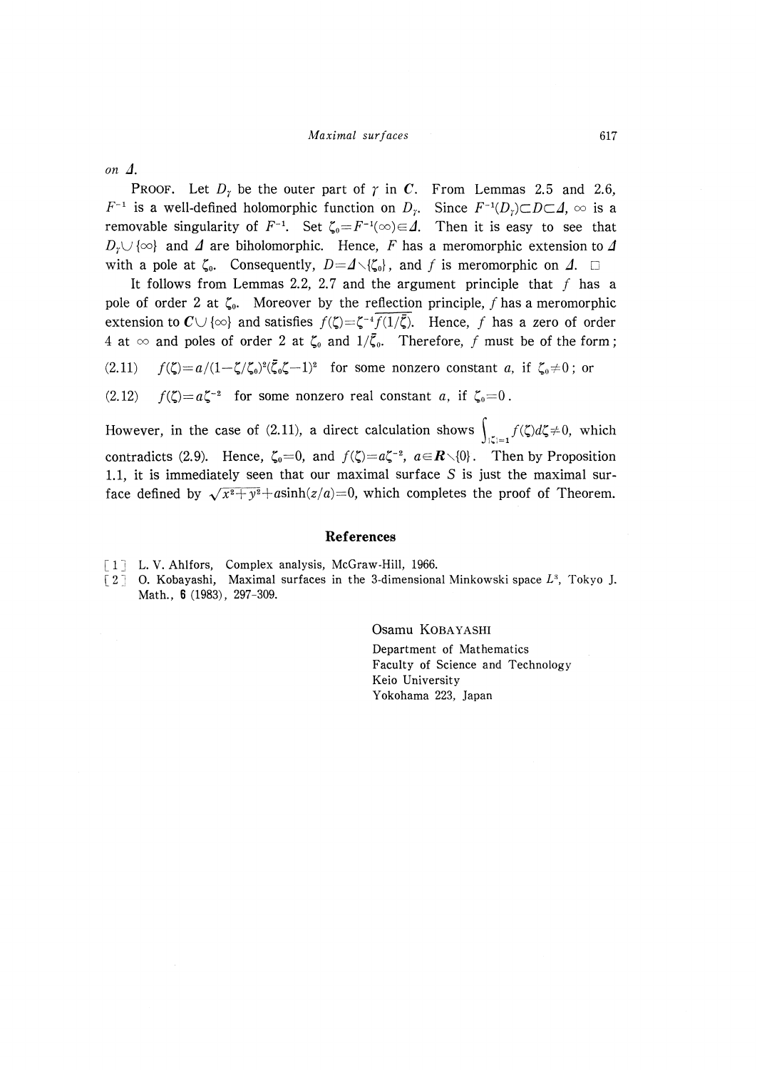on $\Delta$.

PROOF. Let $D_{\gamma}$ be the outer part of $\gamma$ in $\boldsymbol{C}$. From Lemmas 2.5 and 2.6, $F^{-1}$ is a well-defined holomorphic function on $D_{\gamma}$. Since $F^{-1}(D_{\gamma})\subset D\subset\Delta$, $\infty$ is a removable singularity of $F^{-1}$. Set $\zeta_0=F^{-1}(\infty)\in\Delta$. Then it is easy to see that $D_{\gamma}\cup\{\infty\}$ and $\Delta$ are biholomorphic. Hence, $F$ has a meromorphic extension to $\Delta$ with a pole at $\zeta_0$. Consequently, $D=\Delta\setminus\{\zeta_0\}$, and $f$ is meromorphic on $\Delta$. $\square$

It follows from Lemmas 2.2, 2.7 and the argument principle that $f$ has a pole of order 2 at $\zeta_0$. Moreover by the reflection principle, $f$ has a meromorphic extension to $\boldsymbol{C}\cup\{\infty\}$ and satisfies $f(\zeta)=\zeta^{-4}\overline{f(1/\bar{\zeta})}$. Hence, $f$ has a zero of order 4 at $\infty$ and poles of order 2 at $\zeta_0$ and $1/\bar{\zeta}_0$. Therefore, $f$ must be of the form;

(2.11) $\quad f(\zeta)=a/(1-\zeta/\zeta_0)^2(\bar{\zeta}_0\zeta-1)^2$ for some nonzero constant $a$, if $\zeta_0\neq 0$; or

(2.12) $\quad f(\zeta)=a\zeta^{-2}$ for some nonzero real constant $a$, if $\zeta_0=0$.

However, in the case of (2.11), a direct calculation shows $\int_{|\zeta|=1}f(\zeta)d\zeta\neq 0$, which contradicts (2.9). Hence, $\zeta_0=0$, and $f(\zeta)=a\zeta^{-2}$, $a\in\boldsymbol{R}\setminus\{0\}$. Then by Proposition 1.1, it is immediately seen that our maximal surface $S$ is just the maximal surface defined by $\sqrt{x^2+y^2}+a\sinh(z/a)=0$, which completes the proof of Theorem.

## References

[1] L. V. Ahlfors, Complex analysis, McGraw-Hill, 1966.

[2] O. Kobayashi, Maximal surfaces in the 3-dimensional Minkowski space $L^3$, Tokyo J. Math., **6** (1983), 297-309.

Osamu KOBAYASHI
Department of Mathematics
Faculty of Science and Technology
Keio University
Yokohama 223, Japan